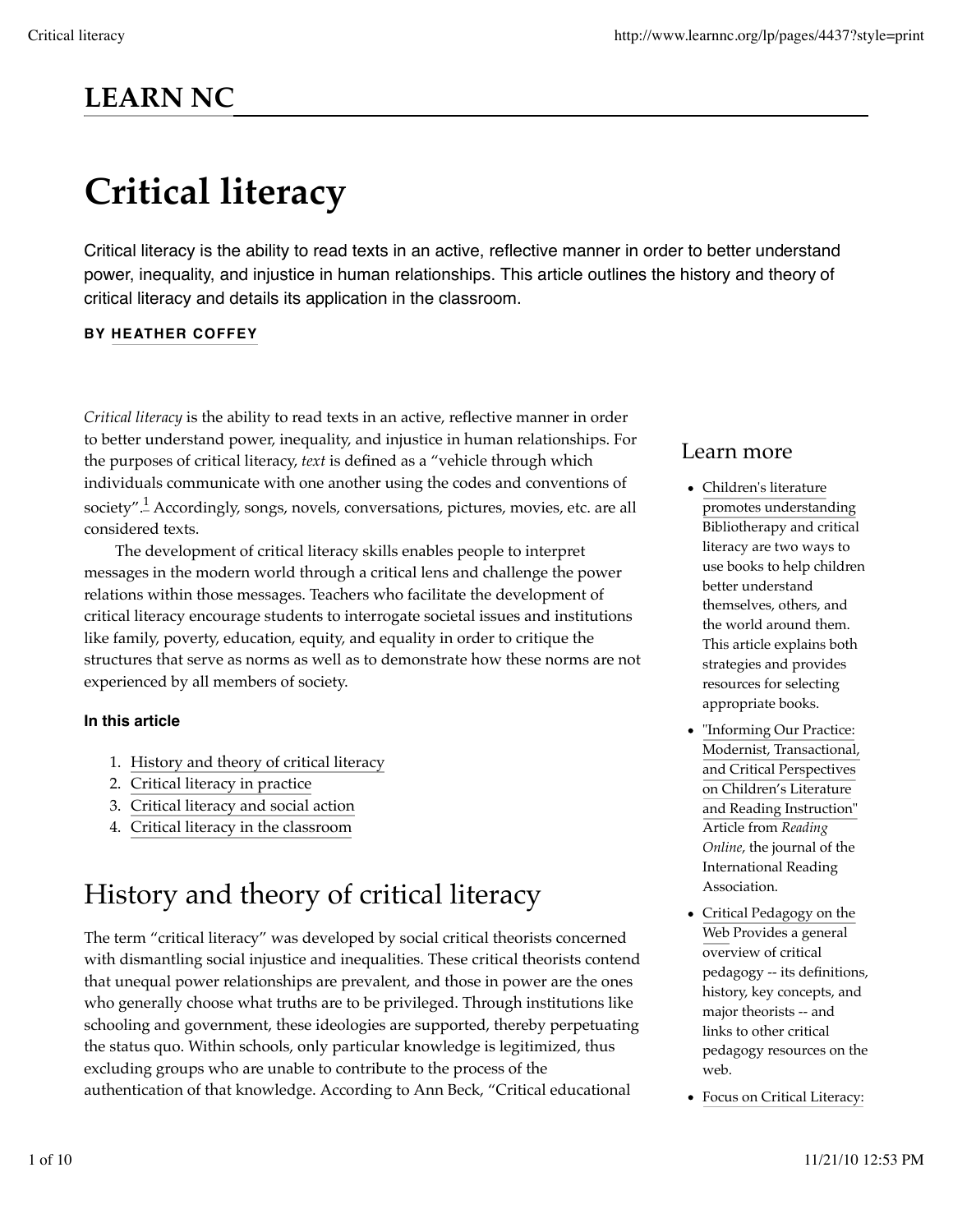# LEARN NC

# Critical literacy

Critical literacy is the ability to read texts in an active, reflective manner in order to better understand power, inequality, and injustice in human relationships. This article outlines the history and theory of critical literacy and details its application in the classroom.

**BY HEATHER COFFEY**

*Critical literacy* is the ability to read texts in an active, reflective manner in order to better understand power, inequality, and injustice in human relationships. For the purposes of critical literacy, *text* is defined as a "vehicle through which individuals communicate with one another using the codes and conventions of society".[1] Accordingly, songs, novels, conversations, pictures, movies, etc. are all considered texts.

The development of critical literacy skills enables people to interpret messages in the modern world through a critical lens and challenge the power relations within those messages. Teachers who facilitate the development of critical literacy encourage students to interrogate societal issues and institutions like family, poverty, education, equity, and equality in order to critique the structures that serve as norms as well as to demonstrate how these norms are not experienced by all members of society.

**In this article**

1. History and theory of critical literacy
2. Critical literacy in practice
3. Critical literacy and social action
4. Critical literacy in the classroom

## Learn more

- Children's literature promotes understanding Bibliotherapy and critical literacy are two ways to use books to help children better understand themselves, others, and the world around them. This article explains both strategies and provides resources for selecting appropriate books.
- "Informing Our Practice: Modernist, Transactional, and Critical Perspectives on Children's Literature and Reading Instruction" Article from *Reading Online*, the journal of the International Reading Association.
- Critical Pedagogy on the Web Provides a general overview of critical pedagogy -- its definitions, history, key concepts, and major theorists -- and links to other critical pedagogy resources on the web.
- Focus on Critical Literacy:

## History and theory of critical literacy

The term "critical literacy" was developed by social critical theorists concerned with dismantling social injustice and inequalities. These critical theorists contend that unequal power relationships are prevalent, and those in power are the ones who generally choose what truths are to be privileged. Through institutions like schooling and government, these ideologies are supported, thereby perpetuating the status quo. Within schools, only particular knowledge is legitimized, thus excluding groups who are unable to contribute to the process of the authentication of that knowledge. According to Ann Beck, "Critical educational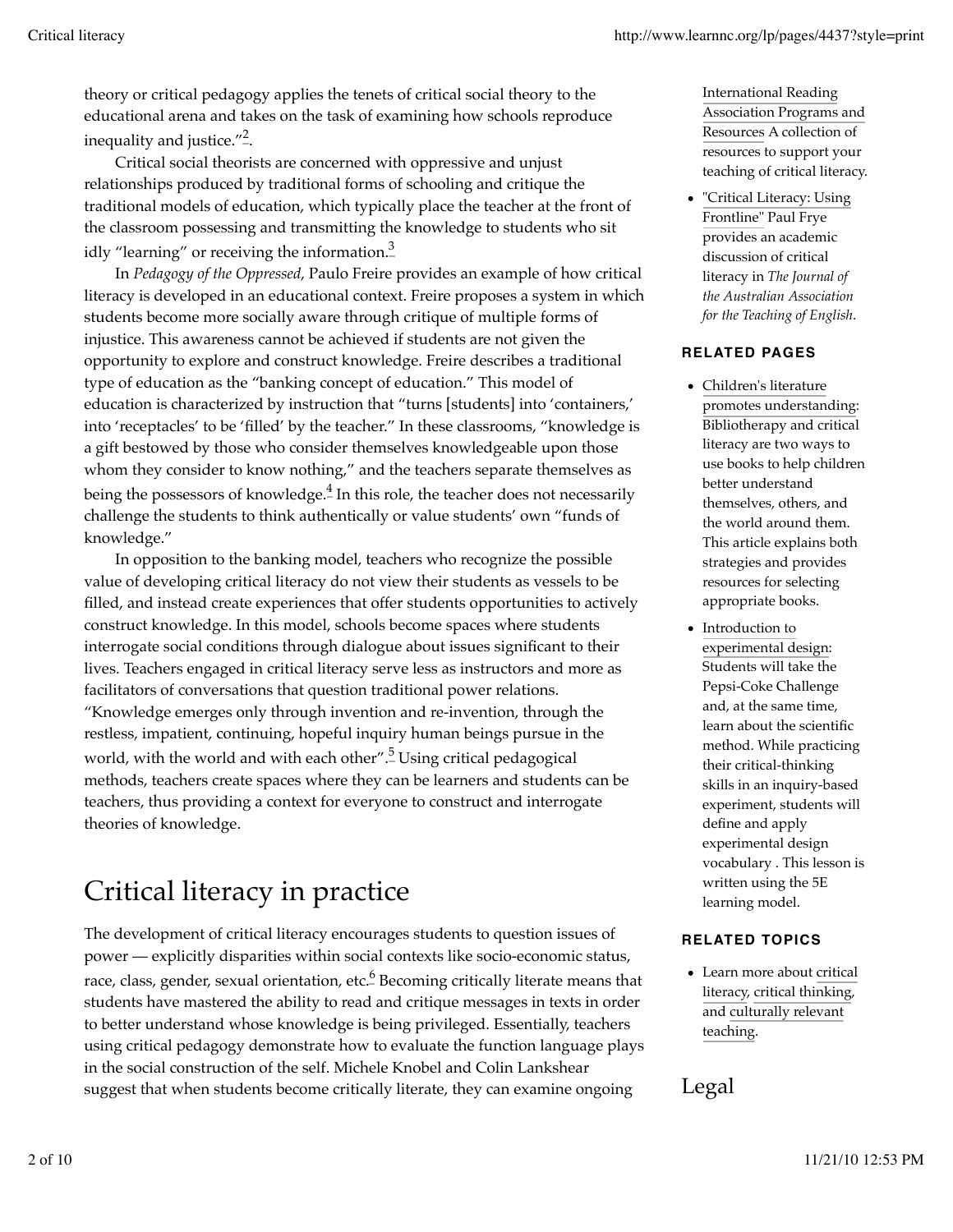theory or critical pedagogy applies the tenets of critical social theory to the educational arena and takes on the task of examining how schools reproduce inequality and justice."[2].

Critical social theorists are concerned with oppressive and unjust relationships produced by traditional forms of schooling and critique the traditional models of education, which typically place the teacher at the front of the classroom possessing and transmitting the knowledge to students who sit idly "learning" or receiving the information.[3]

In *Pedagogy of the Oppressed*, Paulo Freire provides an example of how critical literacy is developed in an educational context. Freire proposes a system in which students become more socially aware through critique of multiple forms of injustice. This awareness cannot be achieved if students are not given the opportunity to explore and construct knowledge. Freire describes a traditional type of education as the "banking concept of education." This model of education is characterized by instruction that "turns [students] into 'containers,' into 'receptacles' to be 'filled' by the teacher." In these classrooms, "knowledge is a gift bestowed by those who consider themselves knowledgeable upon those whom they consider to know nothing," and the teachers separate themselves as being the possessors of knowledge.[4] In this role, the teacher does not necessarily challenge the students to think authentically or value students' own "funds of knowledge."

In opposition to the banking model, teachers who recognize the possible value of developing critical literacy do not view their students as vessels to be filled, and instead create experiences that offer students opportunities to actively construct knowledge. In this model, schools become spaces where students interrogate social conditions through dialogue about issues significant to their lives. Teachers engaged in critical literacy serve less as instructors and more as facilitators of conversations that question traditional power relations. "Knowledge emerges only through invention and re-invention, through the restless, impatient, continuing, hopeful inquiry human beings pursue in the world, with the world and with each other".[5] Using critical pedagogical methods, teachers create spaces where they can be learners and students can be teachers, thus providing a context for everyone to construct and interrogate theories of knowledge.

# Critical literacy in practice

The development of critical literacy encourages students to question issues of power — explicitly disparities within social contexts like socio-economic status, race, class, gender, sexual orientation, etc.[6] Becoming critically literate means that students have mastered the ability to read and critique messages in texts in order to better understand whose knowledge is being privileged. Essentially, teachers using critical pedagogy demonstrate how to evaluate the function language plays in the social construction of the self. Michele Knobel and Colin Lankshear suggest that when students become critically literate, they can examine ongoing

- International Reading Association Programs and Resources A collection of resources to support your teaching of critical literacy.
- "Critical Literacy: Using Frontline" Paul Frye provides an academic discussion of critical literacy in *The Journal of the Australian Association for the Teaching of English*.

### RELATED PAGES

- Children's literature promotes understanding: Bibliotherapy and critical literacy are two ways to use books to help children better understand themselves, others, and the world around them. This article explains both strategies and provides resources for selecting appropriate books.
- Introduction to experimental design: Students will take the Pepsi-Coke Challenge and, at the same time, learn about the scientific method. While practicing their critical-thinking skills in an inquiry-based experiment, students will define and apply experimental design vocabulary . This lesson is written using the 5E learning model.

### RELATED TOPICS

- Learn more about critical literacy, critical thinking, and culturally relevant teaching.

## Legal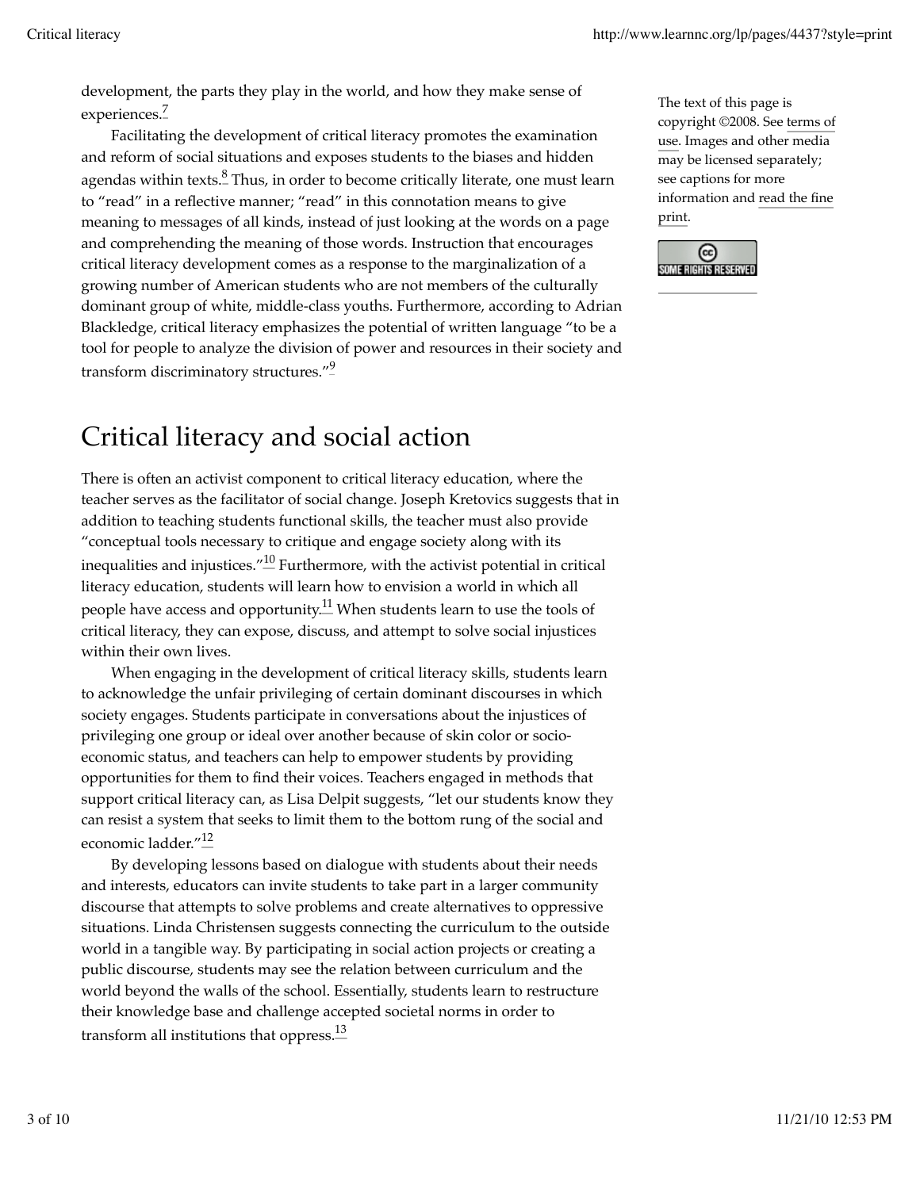development, the parts they play in the world, and how they make sense of experiences.[7]

Facilitating the development of critical literacy promotes the examination and reform of social situations and exposes students to the biases and hidden agendas within texts.[8] Thus, in order to become critically literate, one must learn to "read" in a reflective manner; "read" in this connotation means to give meaning to messages of all kinds, instead of just looking at the words on a page and comprehending the meaning of those words. Instruction that encourages critical literacy development comes as a response to the marginalization of a growing number of American students who are not members of the culturally dominant group of white, middle-class youths. Furthermore, according to Adrian Blackledge, critical literacy emphasizes the potential of written language "to be a tool for people to analyze the division of power and resources in their society and transform discriminatory structures."[9]

The text of this page is copyright ©2008. See terms of use. Images and other media may be licensed separately; see captions for more information and read the fine print.

# Critical literacy and social action

There is often an activist component to critical literacy education, where the teacher serves as the facilitator of social change. Joseph Kretovics suggests that in addition to teaching students functional skills, the teacher must also provide "conceptual tools necessary to critique and engage society along with its inequalities and injustices."[10] Furthermore, with the activist potential in critical literacy education, students will learn how to envision a world in which all people have access and opportunity.[11] When students learn to use the tools of critical literacy, they can expose, discuss, and attempt to solve social injustices within their own lives.

When engaging in the development of critical literacy skills, students learn to acknowledge the unfair privileging of certain dominant discourses in which society engages. Students participate in conversations about the injustices of privileging one group or ideal over another because of skin color or socio-economic status, and teachers can help to empower students by providing opportunities for them to find their voices. Teachers engaged in methods that support critical literacy can, as Lisa Delpit suggests, "let our students know they can resist a system that seeks to limit them to the bottom rung of the social and economic ladder."[12]

By developing lessons based on dialogue with students about their needs and interests, educators can invite students to take part in a larger community discourse that attempts to solve problems and create alternatives to oppressive situations. Linda Christensen suggests connecting the curriculum to the outside world in a tangible way. By participating in social action projects or creating a public discourse, students may see the relation between curriculum and the world beyond the walls of the school. Essentially, students learn to restructure their knowledge base and challenge accepted societal norms in order to transform all institutions that oppress.[13]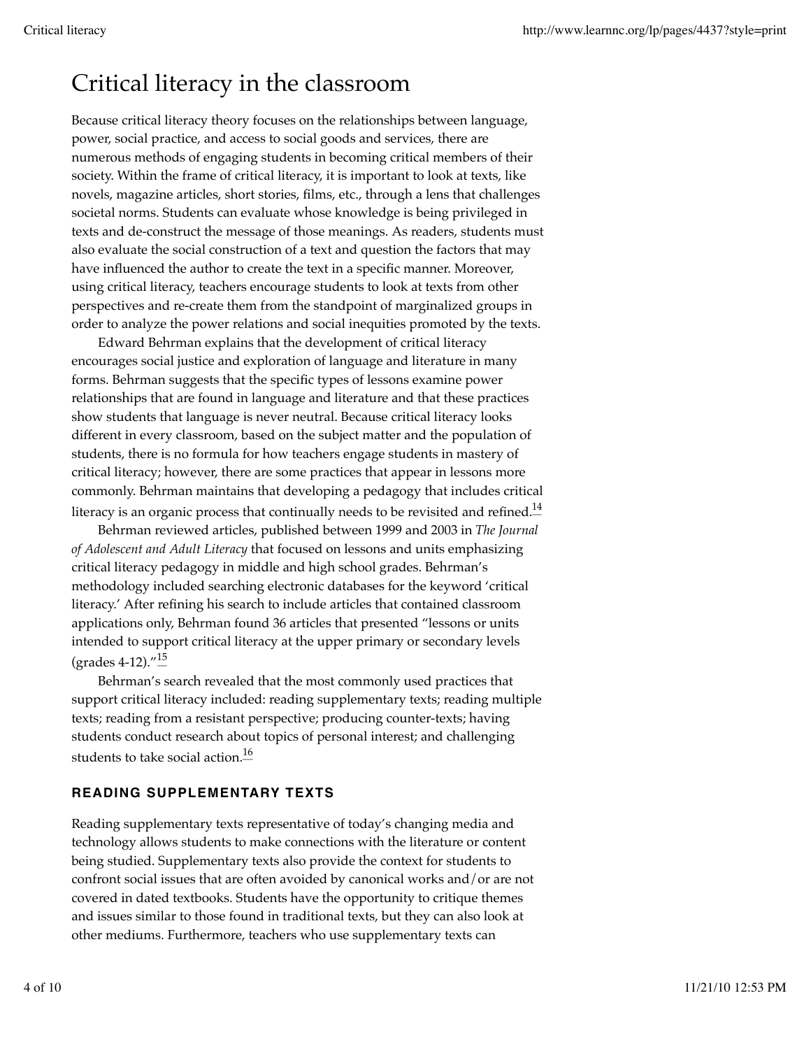# Critical literacy in the classroom

Because critical literacy theory focuses on the relationships between language, power, social practice, and access to social goods and services, there are numerous methods of engaging students in becoming critical members of their society. Within the frame of critical literacy, it is important to look at texts, like novels, magazine articles, short stories, films, etc., through a lens that challenges societal norms. Students can evaluate whose knowledge is being privileged in texts and de-construct the message of those meanings. As readers, students must also evaluate the social construction of a text and question the factors that may have influenced the author to create the text in a specific manner. Moreover, using critical literacy, teachers encourage students to look at texts from other perspectives and re-create them from the standpoint of marginalized groups in order to analyze the power relations and social inequities promoted by the texts.

Edward Behrman explains that the development of critical literacy encourages social justice and exploration of language and literature in many forms. Behrman suggests that the specific types of lessons examine power relationships that are found in language and literature and that these practices show students that language is never neutral. Because critical literacy looks different in every classroom, based on the subject matter and the population of students, there is no formula for how teachers engage students in mastery of critical literacy; however, there are some practices that appear in lessons more commonly. Behrman maintains that developing a pedagogy that includes critical literacy is an organic process that continually needs to be revisited and refined.[14]

Behrman reviewed articles, published between 1999 and 2003 in *The Journal of Adolescent and Adult Literacy* that focused on lessons and units emphasizing critical literacy pedagogy in middle and high school grades. Behrman's methodology included searching electronic databases for the keyword 'critical literacy.' After refining his search to include articles that contained classroom applications only, Behrman found 36 articles that presented "lessons or units intended to support critical literacy at the upper primary or secondary levels (grades 4-12)."[15]

Behrman's search revealed that the most commonly used practices that support critical literacy included: reading supplementary texts; reading multiple texts; reading from a resistant perspective; producing counter-texts; having students conduct research about topics of personal interest; and challenging students to take social action.[16]

### READING SUPPLEMENTARY TEXTS

Reading supplementary texts representative of today's changing media and technology allows students to make connections with the literature or content being studied. Supplementary texts also provide the context for students to confront social issues that are often avoided by canonical works and/or are not covered in dated textbooks. Students have the opportunity to critique themes and issues similar to those found in traditional texts, but they can also look at other mediums. Furthermore, teachers who use supplementary texts can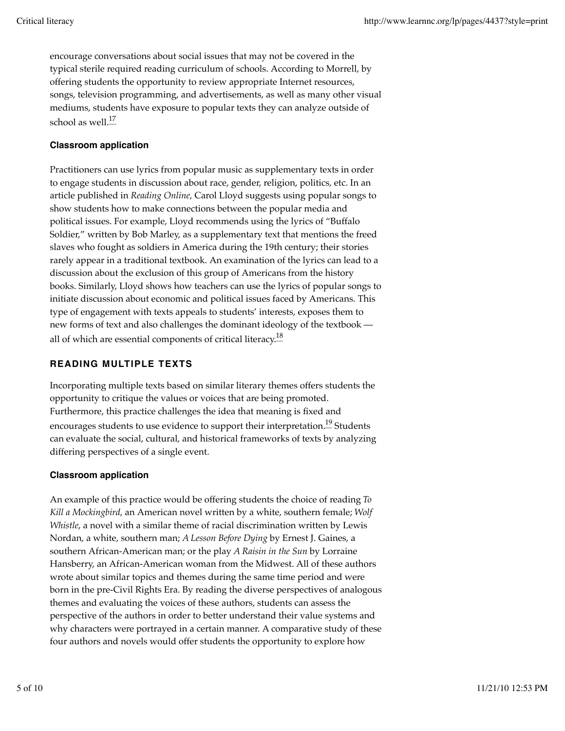encourage conversations about social issues that may not be covered in the typical sterile required reading curriculum of schools. According to Morrell, by offering students the opportunity to review appropriate Internet resources, songs, television programming, and advertisements, as well as many other visual mediums, students have exposure to popular texts they can analyze outside of school as well.[17]

#### Classroom application

Practitioners can use lyrics from popular music as supplementary texts in order to engage students in discussion about race, gender, religion, politics, etc. In an article published in *Reading Online*, Carol Lloyd suggests using popular songs to show students how to make connections between the popular media and political issues. For example, Lloyd recommends using the lyrics of "Buffalo Soldier," written by Bob Marley, as a supplementary text that mentions the freed slaves who fought as soldiers in America during the 19th century; their stories rarely appear in a traditional textbook. An examination of the lyrics can lead to a discussion about the exclusion of this group of Americans from the history books. Similarly, Lloyd shows how teachers can use the lyrics of popular songs to initiate discussion about economic and political issues faced by Americans. This type of engagement with texts appeals to students' interests, exposes them to new forms of text and also challenges the dominant ideology of the textbook — all of which are essential components of critical literacy.[18]

### READING MULTIPLE TEXTS

Incorporating multiple texts based on similar literary themes offers students the opportunity to critique the values or voices that are being promoted. Furthermore, this practice challenges the idea that meaning is fixed and encourages students to use evidence to support their interpretation.[19] Students can evaluate the social, cultural, and historical frameworks of texts by analyzing differing perspectives of a single event.

#### Classroom application

An example of this practice would be offering students the choice of reading *To Kill a Mockingbird*, an American novel written by a white, southern female; *Wolf Whistle*, a novel with a similar theme of racial discrimination written by Lewis Nordan, a white, southern man; *A Lesson Before Dying* by Ernest J. Gaines, a southern African-American man; or the play *A Raisin in the Sun* by Lorraine Hansberry, an African-American woman from the Midwest. All of these authors wrote about similar topics and themes during the same time period and were born in the pre-Civil Rights Era. By reading the diverse perspectives of analogous themes and evaluating the voices of these authors, students can assess the perspective of the authors in order to better understand their value systems and why characters were portrayed in a certain manner. A comparative study of these four authors and novels would offer students the opportunity to explore how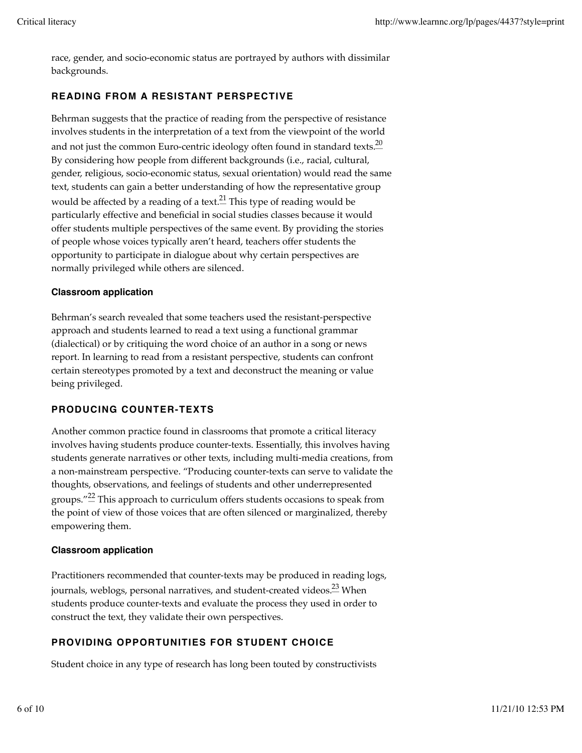race, gender, and socio-economic status are portrayed by authors with dissimilar backgrounds.

## READING FROM A RESISTANT PERSPECTIVE

Behrman suggests that the practice of reading from the perspective of resistance involves students in the interpretation of a text from the viewpoint of the world and not just the common Euro-centric ideology often found in standard texts.[20] By considering how people from different backgrounds (i.e., racial, cultural, gender, religious, socio-economic status, sexual orientation) would read the same text, students can gain a better understanding of how the representative group would be affected by a reading of a text.[21] This type of reading would be particularly effective and beneficial in social studies classes because it would offer students multiple perspectives of the same event. By providing the stories of people whose voices typically aren't heard, teachers offer students the opportunity to participate in dialogue about why certain perspectives are normally privileged while others are silenced.

### Classroom application

Behrman's search revealed that some teachers used the resistant-perspective approach and students learned to read a text using a functional grammar (dialectical) or by critiquing the word choice of an author in a song or news report. In learning to read from a resistant perspective, students can confront certain stereotypes promoted by a text and deconstruct the meaning or value being privileged.

## PRODUCING COUNTER-TEXTS

Another common practice found in classrooms that promote a critical literacy involves having students produce counter-texts. Essentially, this involves having students generate narratives or other texts, including multi-media creations, from a non-mainstream perspective. "Producing counter-texts can serve to validate the thoughts, observations, and feelings of students and other underrepresented groups."[22] This approach to curriculum offers students occasions to speak from the point of view of those voices that are often silenced or marginalized, thereby empowering them.

### Classroom application

Practitioners recommended that counter-texts may be produced in reading logs, journals, weblogs, personal narratives, and student-created videos.[23] When students produce counter-texts and evaluate the process they used in order to construct the text, they validate their own perspectives.

## PROVIDING OPPORTUNITIES FOR STUDENT CHOICE

Student choice in any type of research has long been touted by constructivists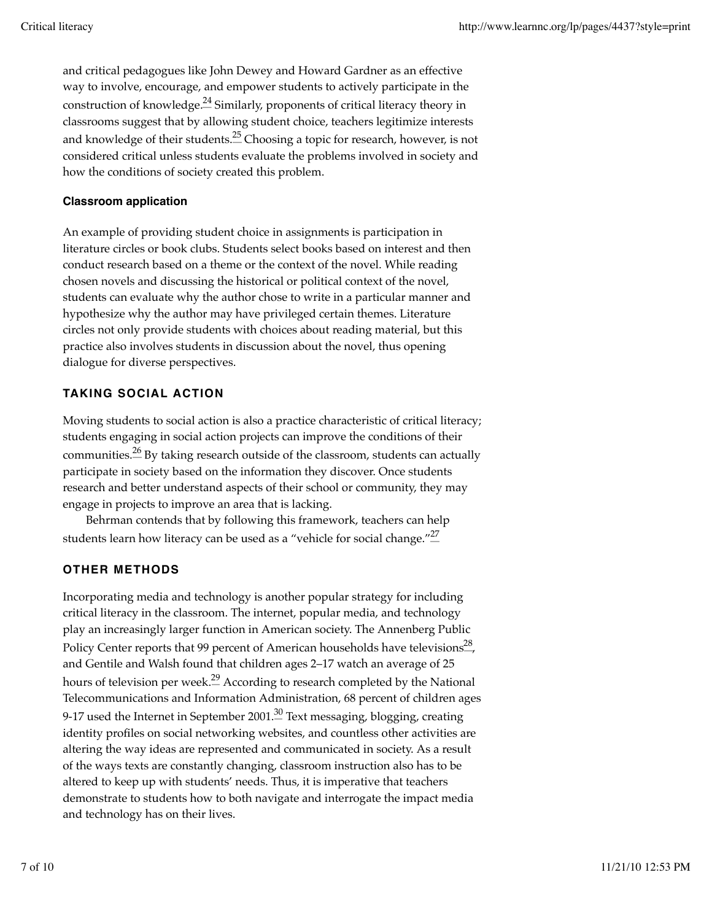and critical pedagogues like John Dewey and Howard Gardner as an effective way to involve, encourage, and empower students to actively participate in the construction of knowledge.[24] Similarly, proponents of critical literacy theory in classrooms suggest that by allowing student choice, teachers legitimize interests and knowledge of their students.[25] Choosing a topic for research, however, is not considered critical unless students evaluate the problems involved in society and how the conditions of society created this problem.

#### Classroom application

An example of providing student choice in assignments is participation in literature circles or book clubs. Students select books based on interest and then conduct research based on a theme or the context of the novel. While reading chosen novels and discussing the historical or political context of the novel, students can evaluate why the author chose to write in a particular manner and hypothesize why the author may have privileged certain themes. Literature circles not only provide students with choices about reading material, but this practice also involves students in discussion about the novel, thus opening dialogue for diverse perspectives.

### TAKING SOCIAL ACTION

Moving students to social action is also a practice characteristic of critical literacy; students engaging in social action projects can improve the conditions of their communities.[26] By taking research outside of the classroom, students can actually participate in society based on the information they discover. Once students research and better understand aspects of their school or community, they may engage in projects to improve an area that is lacking.

Behrman contends that by following this framework, teachers can help students learn how literacy can be used as a "vehicle for social change."[27]

### OTHER METHODS

Incorporating media and technology is another popular strategy for including critical literacy in the classroom. The internet, popular media, and technology play an increasingly larger function in American society. The Annenberg Public Policy Center reports that 99 percent of American households have televisions[28], and Gentile and Walsh found that children ages 2–17 watch an average of 25 hours of television per week.[29] According to research completed by the National Telecommunications and Information Administration, 68 percent of children ages 9-17 used the Internet in September 2001.[30] Text messaging, blogging, creating identity profiles on social networking websites, and countless other activities are altering the way ideas are represented and communicated in society. As a result of the ways texts are constantly changing, classroom instruction also has to be altered to keep up with students' needs. Thus, it is imperative that teachers demonstrate to students how to both navigate and interrogate the impact media and technology has on their lives.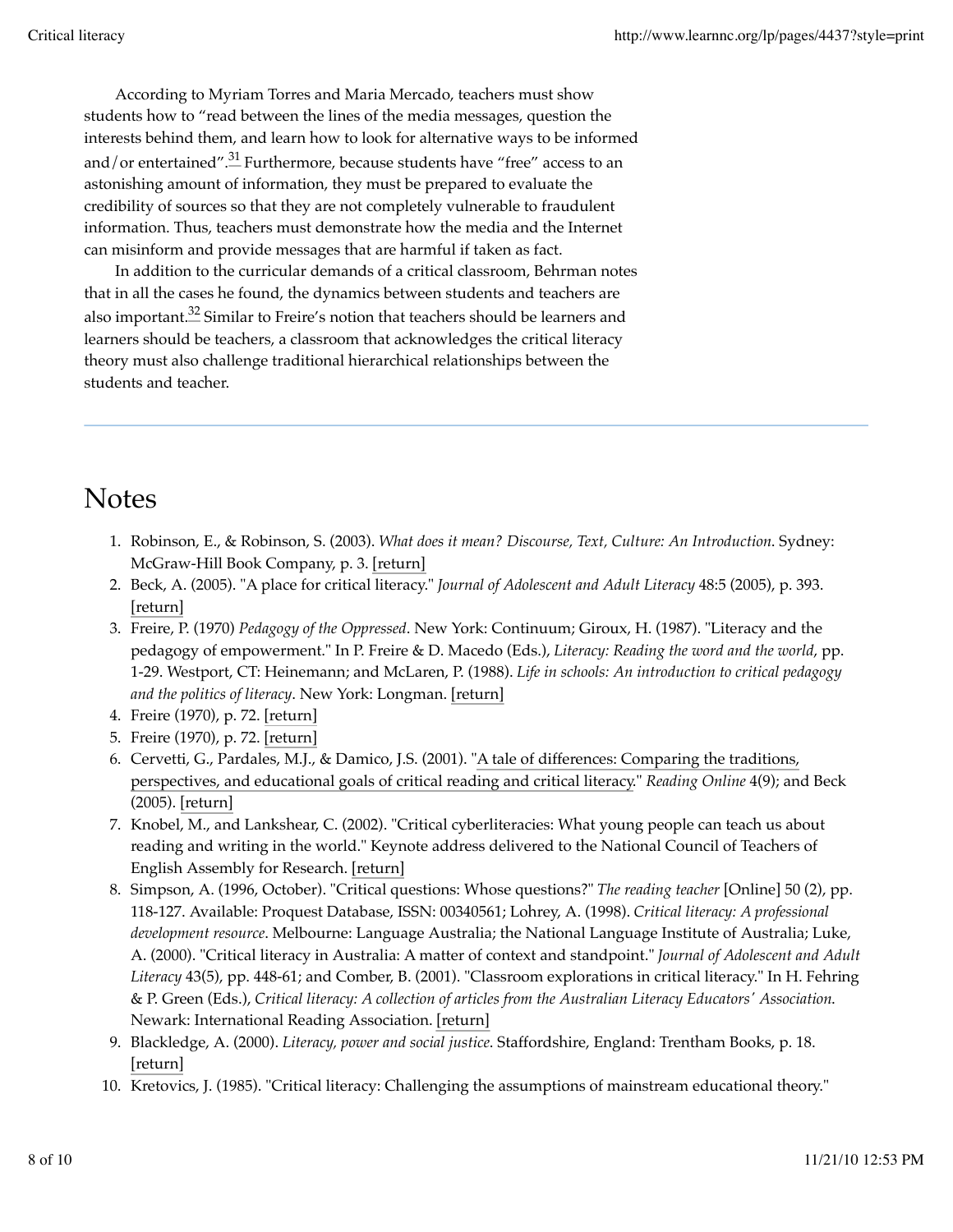According to Myriam Torres and Maria Mercado, teachers must show students how to "read between the lines of the media messages, question the interests behind them, and learn how to look for alternative ways to be informed and/or entertained".[31] Furthermore, because students have "free" access to an astonishing amount of information, they must be prepared to evaluate the credibility of sources so that they are not completely vulnerable to fraudulent information. Thus, teachers must demonstrate how the media and the Internet can misinform and provide messages that are harmful if taken as fact.

In addition to the curricular demands of a critical classroom, Behrman notes that in all the cases he found, the dynamics between students and teachers are also important.[32] Similar to Freire's notion that teachers should be learners and learners should be teachers, a classroom that acknowledges the critical literacy theory must also challenge traditional hierarchical relationships between the students and teacher.

---

# Notes

1. Robinson, E., & Robinson, S. (2003). *What does it mean? Discourse, Text, Culture: An Introduction*. Sydney: McGraw-Hill Book Company, p. 3. [return]
2. Beck, A. (2005). "A place for critical literacy." *Journal of Adolescent and Adult Literacy* 48:5 (2005), p. 393. [return]
3. Freire, P. (1970) *Pedagogy of the Oppressed*. New York: Continuum; Giroux, H. (1987). "Literacy and the pedagogy of empowerment." In P. Freire & D. Macedo (Eds.), *Literacy: Reading the word and the world*, pp. 1-29. Westport, CT: Heinemann; and McLaren, P. (1988). *Life in schools: An introduction to critical pedagogy and the politics of literacy*. New York: Longman. [return]
4. Freire (1970), p. 72. [return]
5. Freire (1970), p. 72. [return]
6. Cervetti, G., Pardales, M.J., & Damico, J.S. (2001). "A tale of differences: Comparing the traditions, perspectives, and educational goals of critical reading and critical literacy." *Reading Online* 4(9); and Beck (2005). [return]
7. Knobel, M., and Lankshear, C. (2002). "Critical cyberliteracies: What young people can teach us about reading and writing in the world." Keynote address delivered to the National Council of Teachers of English Assembly for Research. [return]
8. Simpson, A. (1996, October). "Critical questions: Whose questions?" *The reading teacher* [Online] 50 (2), pp. 118-127. Available: Proquest Database, ISSN: 00340561; Lohrey, A. (1998). *Critical literacy: A professional development resource*. Melbourne: Language Australia; the National Language Institute of Australia; Luke, A. (2000). "Critical literacy in Australia: A matter of context and standpoint." *Journal of Adolescent and Adult Literacy* 43(5), pp. 448-61; and Comber, B. (2001). "Classroom explorations in critical literacy." In H. Fehring & P. Green (Eds.), *Critical literacy: A collection of articles from the Australian Literacy Educators' Association*. Newark: International Reading Association. [return]
9. Blackledge, A. (2000). *Literacy, power and social justice*. Staffordshire, England: Trentham Books, p. 18. [return]
10. Kretovics, J. (1985). "Critical literacy: Challenging the assumptions of mainstream educational theory."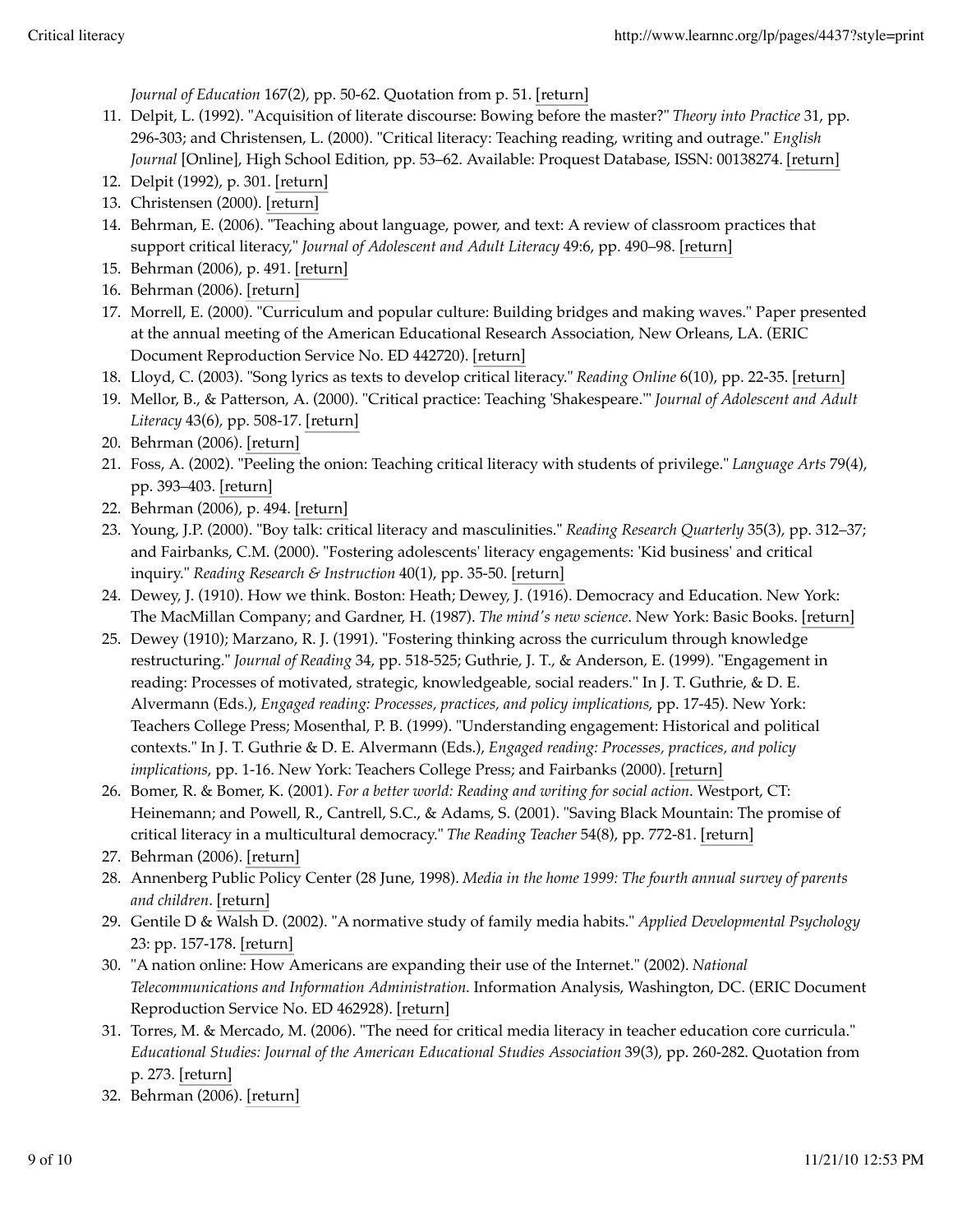*Journal of Education* 167(2), pp. 50-62. Quotation from p. 51. [return]

11. Delpit, L. (1992). "Acquisition of literate discourse: Bowing before the master?" *Theory into Practice* 31, pp. 296-303; and Christensen, L. (2000). "Critical literacy: Teaching reading, writing and outrage." *English Journal* [Online], High School Edition, pp. 53–62. Available: Proquest Database, ISSN: 00138274. [return]
12. Delpit (1992), p. 301. [return]
13. Christensen (2000). [return]
14. Behrman, E. (2006). "Teaching about language, power, and text: A review of classroom practices that support critical literacy," *Journal of Adolescent and Adult Literacy* 49:6, pp. 490–98. [return]
15. Behrman (2006), p. 491. [return]
16. Behrman (2006). [return]
17. Morrell, E. (2000). "Curriculum and popular culture: Building bridges and making waves." Paper presented at the annual meeting of the American Educational Research Association, New Orleans, LA. (ERIC Document Reproduction Service No. ED 442720). [return]
18. Lloyd, C. (2003). "Song lyrics as texts to develop critical literacy." *Reading Online* 6(10), pp. 22-35. [return]
19. Mellor, B., & Patterson, A. (2000). "Critical practice: Teaching 'Shakespeare.'" *Journal of Adolescent and Adult Literacy* 43(6), pp. 508-17. [return]
20. Behrman (2006). [return]
21. Foss, A. (2002). "Peeling the onion: Teaching critical literacy with students of privilege." *Language Arts* 79(4), pp. 393–403. [return]
22. Behrman (2006), p. 494. [return]
23. Young, J.P. (2000). "Boy talk: critical literacy and masculinities." *Reading Research Quarterly* 35(3), pp. 312–37; and Fairbanks, C.M. (2000). "Fostering adolescents' literacy engagements: 'Kid business' and critical inquiry." *Reading Research & Instruction* 40(1), pp. 35-50. [return]
24. Dewey, J. (1910). How we think. Boston: Heath; Dewey, J. (1916). Democracy and Education. New York: The MacMillan Company; and Gardner, H. (1987). *The mind's new science*. New York: Basic Books. [return]
25. Dewey (1910); Marzano, R. J. (1991). "Fostering thinking across the curriculum through knowledge restructuring." *Journal of Reading* 34, pp. 518-525; Guthrie, J. T., & Anderson, E. (1999). "Engagement in reading: Processes of motivated, strategic, knowledgeable, social readers." In J. T. Guthrie, & D. E. Alvermann (Eds.), *Engaged reading: Processes, practices, and policy implications*, pp. 17-45). New York: Teachers College Press; Mosenthal, P. B. (1999). "Understanding engagement: Historical and political contexts." In J. T. Guthrie & D. E. Alvermann (Eds.), *Engaged reading: Processes, practices, and policy implications*, pp. 1-16. New York: Teachers College Press; and Fairbanks (2000). [return]
26. Bomer, R. & Bomer, K. (2001). *For a better world: Reading and writing for social action*. Westport, CT: Heinemann; and Powell, R., Cantrell, S.C., & Adams, S. (2001). "Saving Black Mountain: The promise of critical literacy in a multicultural democracy." *The Reading Teacher* 54(8), pp. 772-81. [return]
27. Behrman (2006). [return]
28. Annenberg Public Policy Center (28 June, 1998). *Media in the home 1999: The fourth annual survey of parents and children*. [return]
29. Gentile D & Walsh D. (2002). "A normative study of family media habits." *Applied Developmental Psychology* 23: pp. 157-178. [return]
30. "A nation online: How Americans are expanding their use of the Internet." (2002). *National Telecommunications and Information Administration*. Information Analysis, Washington, DC. (ERIC Document Reproduction Service No. ED 462928). [return]
31. Torres, M. & Mercado, M. (2006). "The need for critical media literacy in teacher education core curricula." *Educational Studies: Journal of the American Educational Studies Association* 39(3), pp. 260-282. Quotation from p. 273. [return]
32. Behrman (2006). [return]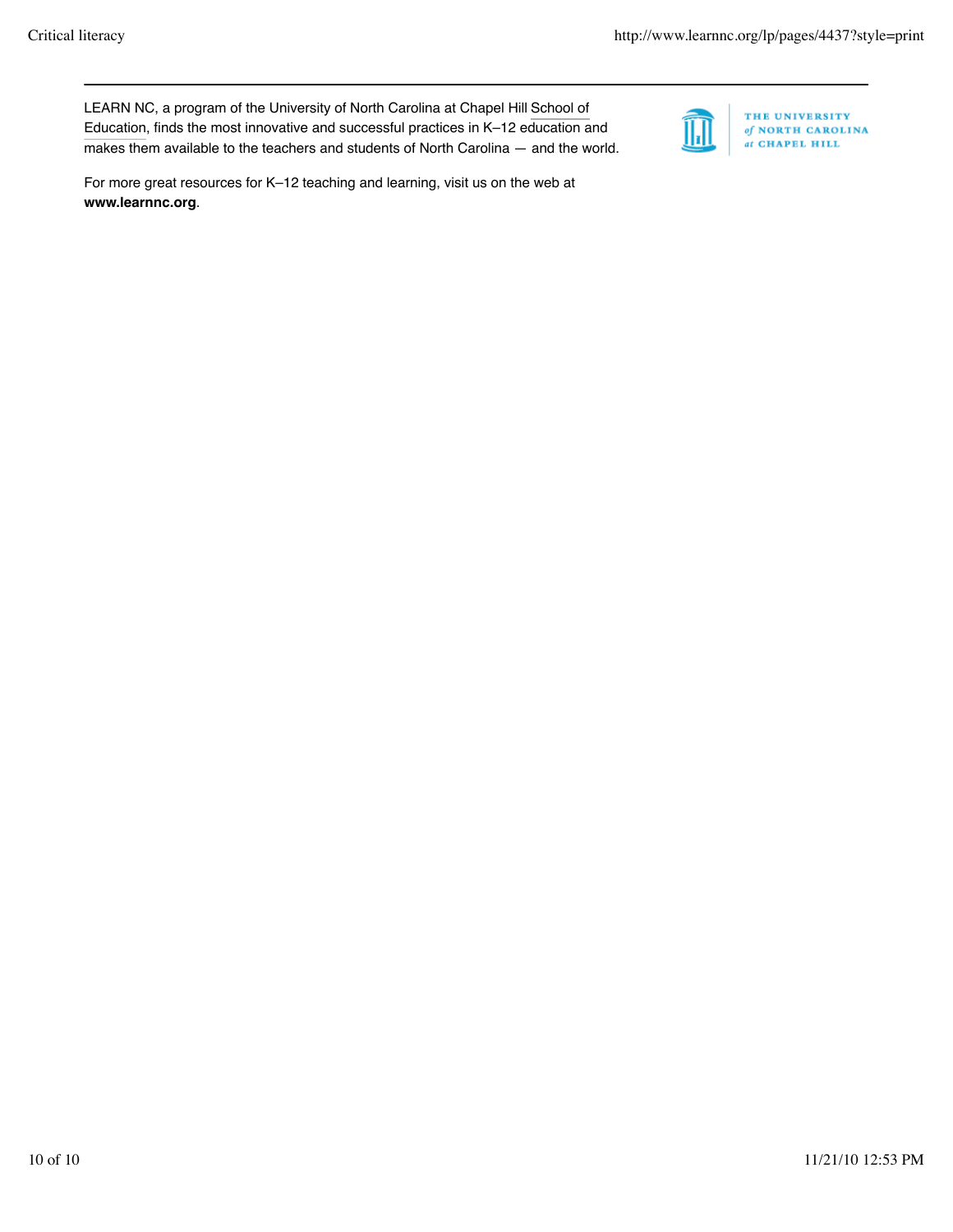LEARN NC, a program of the University of North Carolina at Chapel Hill School of Education, finds the most innovative and successful practices in K–12 education and makes them available to the teachers and students of North Carolina — and the world.

For more great resources for K–12 teaching and learning, visit us on the web at **www.learnnc.org**.

THE UNIVERSITY *of* NORTH CAROLINA *at* CHAPEL HILL